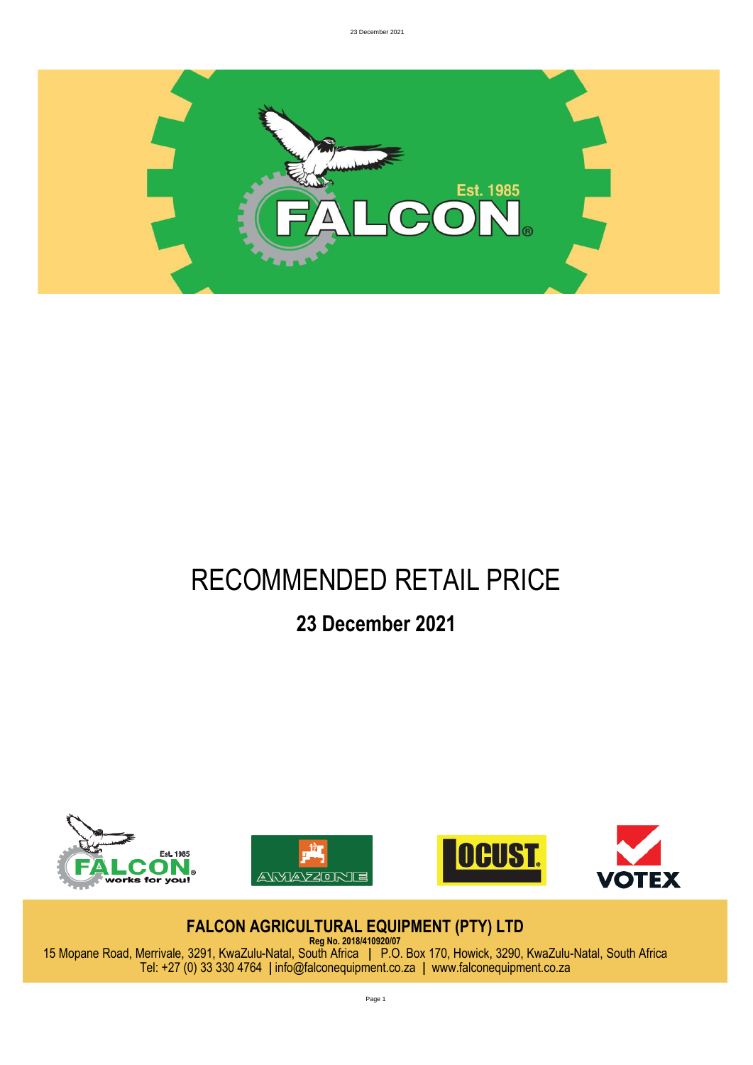# RECOMMENDED RETAIL PRICE

## 23 December 2021

**FALCON AGRICULTURAL EQUIPMENT (PTY) LTD**

**Reg No. 2018/410920/07**

15 Mopane Road, Merrivale, 3291, KwaZulu-Natal, South Africa | P.O. Box 170, Howick, 3290, KwaZulu-Natal, South Africa

Tel: +27 (0) 33 330 4764 | info@falconequipment.co.za | www.falconequipment.co.za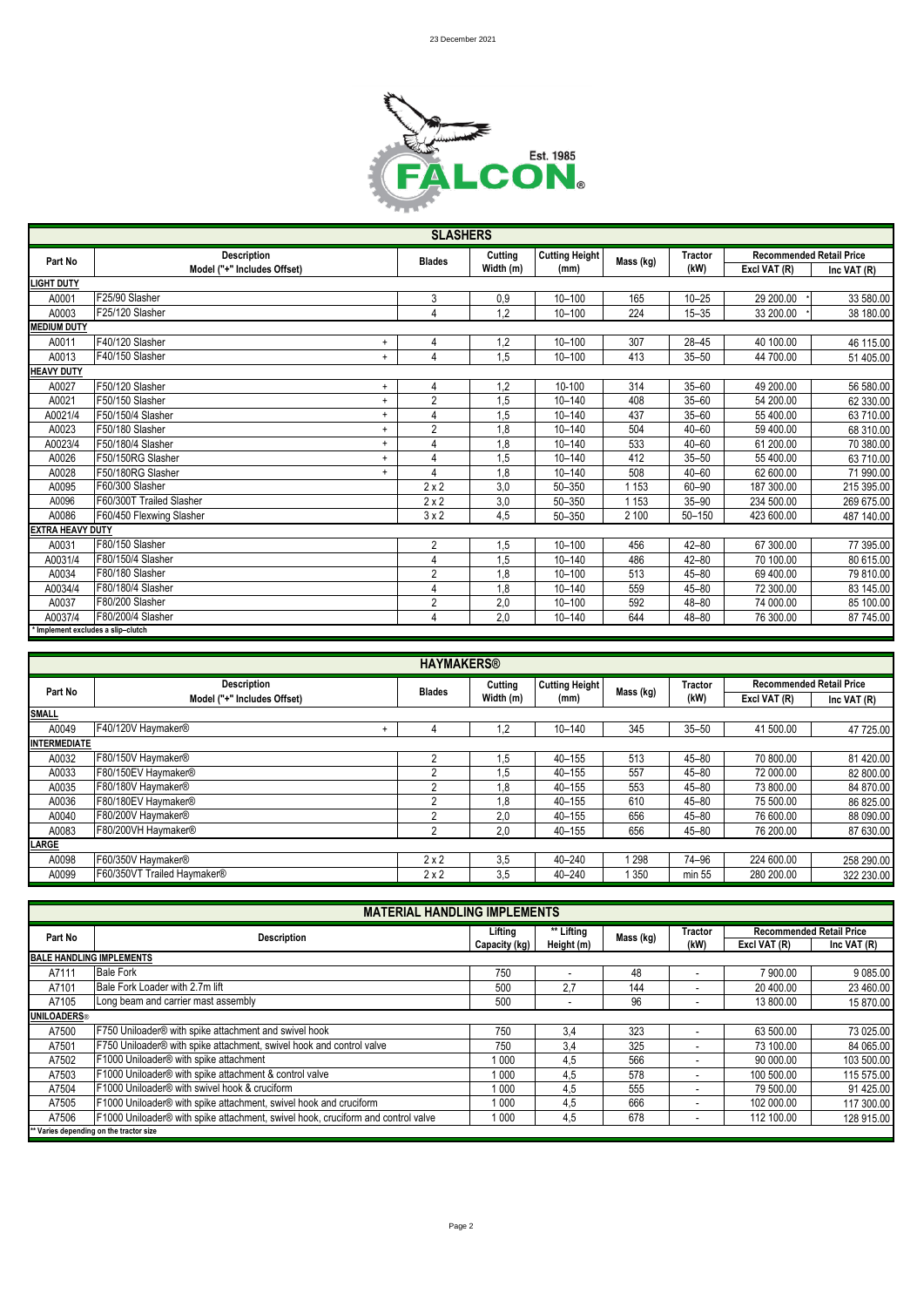23 December 2021

FALCON® Est. 1985

## SLASHERS

| Part No | Description Model ("+" Includes Offset) | | Blades | Cutting Width (m) | Cutting Height (mm) | Mass (kg) | Tractor (kW) | Recommended Retail Price Excl VAT (R) | | Recommended Retail Price Inc VAT (R) |
|---|---|---|---|---|---|---|---|---|---|---|
| **LIGHT DUTY** | | | | | | | | | | |
| A0001 | F25/90 Slasher | | 3 | 0,9 | 10–100 | 165 | 10–25 | 29 200.00 | * | 33 580.00 |
| A0003 | F25/120 Slasher | | 4 | 1,2 | 10–100 | 224 | 15–35 | 33 200.00 | * | 38 180.00 |
| **MEDIUM DUTY** | | | | | | | | | | |
| A0011 | F40/120 Slasher | + | 4 | 1,2 | 10–100 | 307 | 28–45 | 40 100.00 | | 46 115.00 |
| A0013 | F40/150 Slasher | + | 4 | 1,5 | 10–100 | 413 | 35–50 | 44 700.00 | | 51 405.00 |
| **HEAVY DUTY** | | | | | | | | | | |
| A0027 | F50/120 Slasher | + | 4 | 1,2 | 10-100 | 314 | 35–60 | 49 200.00 | | 56 580.00 |
| A0021 | F50/150 Slasher | + | 2 | 1,5 | 10–140 | 408 | 35–60 | 54 200.00 | | 62 330.00 |
| A0021/4 | F50/150/4 Slasher | + | 4 | 1,5 | 10–140 | 437 | 35–60 | 55 400.00 | | 63 710.00 |
| A0023 | F50/180 Slasher | + | 2 | 1,8 | 10–140 | 504 | 40–60 | 59 400.00 | | 68 310.00 |
| A0023/4 | F50/180/4 Slasher | + | 4 | 1,8 | 10–140 | 533 | 40–60 | 61 200.00 | | 70 380.00 |
| A0026 | F50/150RG Slasher | + | 4 | 1,5 | 10–140 | 412 | 35–50 | 55 400.00 | | 63 710.00 |
| A0028 | F50/180RG Slasher | + | 4 | 1,8 | 10–140 | 508 | 40–60 | 62 600.00 | | 71 990.00 |
| A0095 | F60/300 Slasher | | 2 x 2 | 3,0 | 50–350 | 1 153 | 60–90 | 187 300.00 | | 215 395.00 |
| A0096 | F60/300T Trailed Slasher | | 2 x 2 | 3,0 | 50–350 | 1 153 | 35–90 | 234 500.00 | | 269 675.00 |
| A0086 | F60/450 Flexwing Slasher | | 3 x 2 | 4,5 | 50–350 | 2 100 | 50–150 | 423 600.00 | | 487 140.00 |
| **EXTRA HEAVY DUTY** | | | | | | | | | | |
| A0031 | F80/150 Slasher | | 2 | 1,5 | 10–100 | 456 | 42–80 | 67 300.00 | | 77 395.00 |
| A0031/4 | F80/150/4 Slasher | | 4 | 1,5 | 10–140 | 486 | 42–80 | 70 100.00 | | 80 615.00 |
| A0034 | F80/180 Slasher | | 2 | 1,8 | 10–100 | 513 | 45–80 | 69 400.00 | | 79 810.00 |
| A0034/4 | F80/180/4 Slasher | | 4 | 1,8 | 10–140 | 559 | 45–80 | 72 300.00 | | 83 145.00 |
| A0037 | F80/200 Slasher | | 2 | 2,0 | 10–100 | 592 | 48–80 | 74 000.00 | | 85 100.00 |
| A0037/4 | F80/200/4 Slasher | | 4 | 2,0 | 10–140 | 644 | 48–80 | 76 300.00 | | 87 745.00 |

* Implement excludes a slip–clutch

## HAYMAKERS®

| Part No | Description Model ("+" Includes Offset) | | Blades | Cutting Width (m) | Cutting Height (mm) | Mass (kg) | Tractor (kW) | Recommended Retail Price Excl VAT (R) | Recommended Retail Price Inc VAT (R) |
|---|---|---|---|---|---|---|---|---|---|
| **SMALL** | | | | | | | | | |
| A0049 | F40/120V Haymaker® | + | 4 | 1,2 | 10–140 | 345 | 35–50 | 41 500.00 | 47 725.00 |
| **INTERMEDIATE** | | | | | | | | | |
| A0032 | F80/150V Haymaker® | | 2 | 1,5 | 40–155 | 513 | 45–80 | 70 800.00 | 81 420.00 |
| A0033 | F80/150EV Haymaker® | | 2 | 1,5 | 40–155 | 557 | 45–80 | 72 000.00 | 82 800.00 |
| A0035 | F80/180V Haymaker® | | 2 | 1,8 | 40–155 | 553 | 45–80 | 73 800.00 | 84 870.00 |
| A0036 | F80/180EV Haymaker® | | 2 | 1,8 | 40–155 | 610 | 45–80 | 75 500.00 | 86 825.00 |
| A0040 | F80/200V Haymaker® | | 2 | 2,0 | 40–155 | 656 | 45–80 | 76 600.00 | 88 090.00 |
| A0083 | F80/200VH Haymaker® | | 2 | 2,0 | 40–155 | 656 | 45–80 | 76 200.00 | 87 630.00 |
| **LARGE** | | | | | | | | | |
| A0098 | F60/350V Haymaker® | | 2 x 2 | 3,5 | 40–240 | 1 298 | 74–96 | 224 600.00 | 258 290.00 |
| A0099 | F60/350VT Trailed Haymaker® | | 2 x 2 | 3,5 | 40–240 | 1 350 | min 55 | 280 200.00 | 322 230.00 |

## MATERIAL HANDLING IMPLEMENTS

| Part No | Description | Lifting Capacity (kg) | ** Lifting Height (m) | Mass (kg) | Tractor (kW) | Recommended Retail Price Excl VAT (R) | Recommended Retail Price Inc VAT (R) |
|---|---|---|---|---|---|---|---|
| **BALE HANDLING IMPLEMENTS** | | | | | | | |
| A7111 | Bale Fork | 750 | - | 48 | - | 7 900.00 | 9 085.00 |
| A7101 | Bale Fork Loader with 2.7m lift | 500 | 2,7 | 144 | - | 20 400.00 | 23 460.00 |
| A7105 | Long beam and carrier mast assembly | 500 | - | 96 | - | 13 800.00 | 15 870.00 |
| **UNILOADERS®** | | | | | | | |
| A7500 | F750 Uniloader® with spike attachment and swivel hook | 750 | 3,4 | 323 | - | 63 500.00 | 73 025.00 |
| A7501 | F750 Uniloader® with spike attachment, swivel hook and control valve | 750 | 3,4 | 325 | - | 73 100.00 | 84 065.00 |
| A7502 | F1000 Uniloader® with spike attachment | 1 000 | 4,5 | 566 | - | 90 000.00 | 103 500.00 |
| A7503 | F1000 Uniloader® with spike attachment & control valve | 1 000 | 4,5 | 578 | - | 100 500.00 | 115 575.00 |
| A7504 | F1000 Uniloader® with swivel hook & cruciform | 1 000 | 4,5 | 555 | - | 79 500.00 | 91 425.00 |
| A7505 | F1000 Uniloader® with spike attachment, swivel hook and cruciform | 1 000 | 4,5 | 666 | - | 102 000.00 | 117 300.00 |
| A7506 | F1000 Uniloader® with spike attachment, swivel hook, cruciform and control valve | 1 000 | 4,5 | 678 | - | 112 100.00 | 128 915.00 |

** Varies depending on the tractor size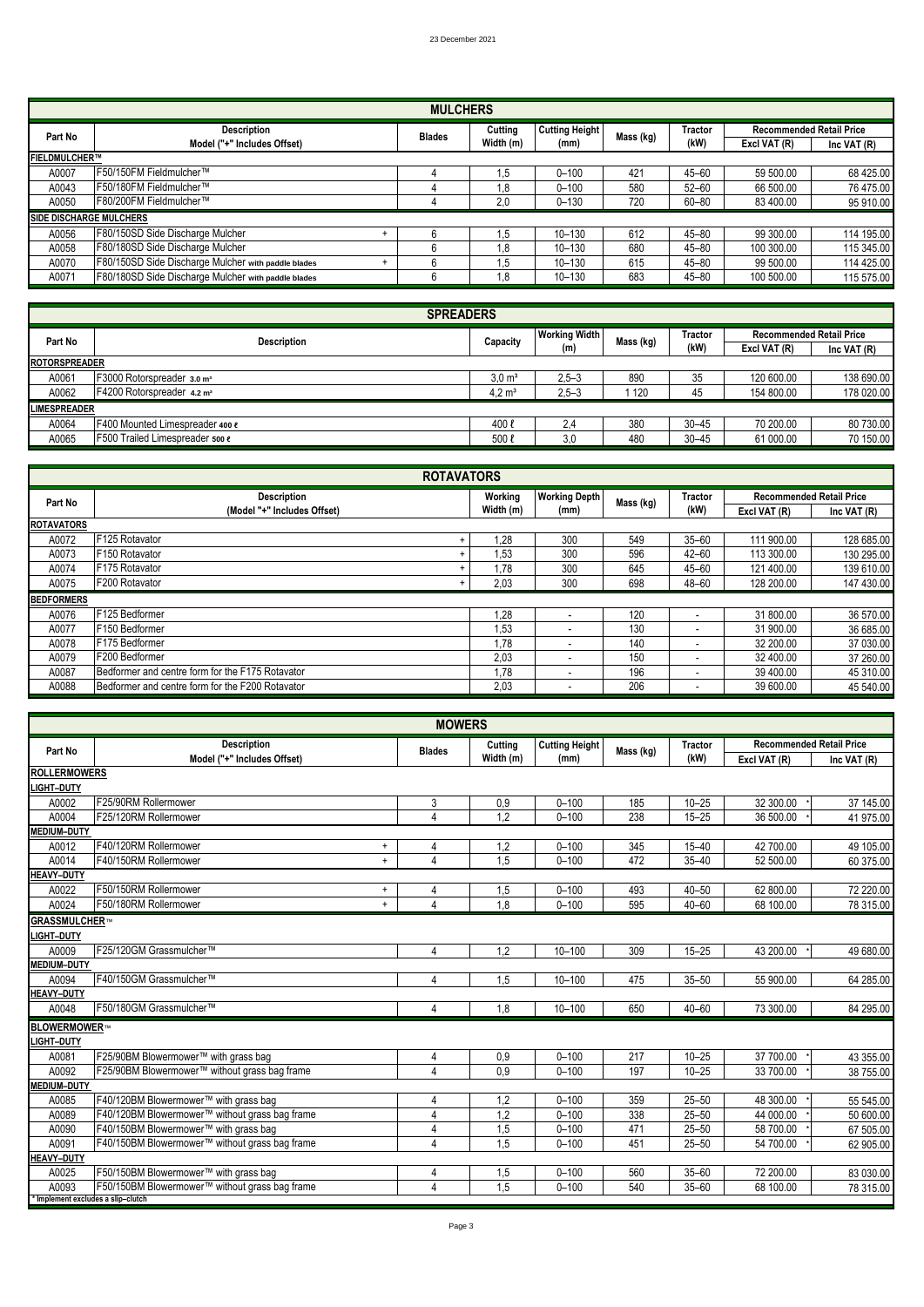23 December 2021

## MULCHERS

| Part No | Description Model ("+" Includes Offset) | | Blades | Cutting Width (m) | Cutting Height (mm) | Mass (kg) | Tractor (kW) | Recommended Retail Price Excl VAT (R) | Recommended Retail Price Inc VAT (R) |
|---|---|---|---|---|---|---|---|---|---|
| **FIELDMULCHER™** | | | | | | | | | |
| A0007 | F50/150FM Fieldmulcher™ | | 4 | 1,5 | 0–100 | 421 | 45–60 | 59 500.00 | 68 425.00 |
| A0043 | F50/180FM Fieldmulcher™ | | 4 | 1,8 | 0–100 | 580 | 52–60 | 66 500.00 | 76 475.00 |
| A0050 | F80/200FM Fieldmulcher™ | | 4 | 2,0 | 0–130 | 720 | 60–80 | 83 400.00 | 95 910.00 |
| **SIDE DISCHARGE MULCHERS** | | | | | | | | | |
| A0056 | F80/150SD Side Discharge Mulcher | + | 6 | 1,5 | 10–130 | 612 | 45–80 | 99 300.00 | 114 195.00 |
| A0058 | F80/180SD Side Discharge Mulcher | | 6 | 1,8 | 10–130 | 680 | 45–80 | 100 300.00 | 115 345.00 |
| A0070 | F80/150SD Side Discharge Mulcher with paddle blades | + | 6 | 1,5 | 10–130 | 615 | 45–80 | 99 500.00 | 114 425.00 |
| A0071 | F80/180SD Side Discharge Mulcher with paddle blades | | 6 | 1,8 | 10–130 | 683 | 45–80 | 100 500.00 | 115 575.00 |

## SPREADERS

| Part No | Description | Capacity | Working Width (m) | Mass (kg) | Tractor (kW) | Recommended Retail Price Excl VAT (R) | Recommended Retail Price Inc VAT (R) |
|---|---|---|---|---|---|---|---|
| **ROTORSPREADER** | | | | | | | |
| A0061 | F3000 Rotorspreader 3.0 m³ | 3,0 m³ | 2,5–3 | 890 | 35 | 120 600.00 | 138 690.00 |
| A0062 | F4200 Rotorspreader 4.2 m³ | 4,2 m³ | 2,5–3 | 1 120 | 45 | 154 800.00 | 178 020.00 |
| **LIMESPREADER** | | | | | | | |
| A0064 | F400 Mounted Limespreader 400 ℓ | 400 ℓ | 2,4 | 380 | 30–45 | 70 200.00 | 80 730.00 |
| A0065 | F500 Trailed Limespreader 500 ℓ | 500 ℓ | 3,0 | 480 | 30–45 | 61 000.00 | 70 150.00 |

## ROTAVATORS

| Part No | Description (Model "+" Includes Offset) | | Working Width (m) | Working Depth (mm) | Mass (kg) | Tractor (kW) | Recommended Retail Price Excl VAT (R) | Recommended Retail Price Inc VAT (R) |
|---|---|---|---|---|---|---|---|---|
| **ROTAVATORS** | | | | | | | | |
| A0072 | F125 Rotavator | + | 1,28 | 300 | 549 | 35–60 | 111 900.00 | 128 685.00 |
| A0073 | F150 Rotavator | + | 1,53 | 300 | 596 | 42–60 | 113 300.00 | 130 295.00 |
| A0074 | F175 Rotavator | + | 1,78 | 300 | 645 | 45–60 | 121 400.00 | 139 610.00 |
| A0075 | F200 Rotavator | + | 2,03 | 300 | 698 | 48–60 | 128 200.00 | 147 430.00 |
| **BEDFORMERS** | | | | | | | | |
| A0076 | F125 Bedformer | | 1,28 | - | 120 | - | 31 800.00 | 36 570.00 |
| A0077 | F150 Bedformer | | 1,53 | - | 130 | - | 31 900.00 | 36 685.00 |
| A0078 | F175 Bedformer | | 1,78 | - | 140 | - | 32 200.00 | 37 030.00 |
| A0079 | F200 Bedformer | | 2,03 | - | 150 | - | 32 400.00 | 37 260.00 |
| A0087 | Bedformer and centre form for the F175 Rotavator | | 1,78 | - | 196 | - | 39 400.00 | 45 310.00 |
| A0088 | Bedformer and centre form for the F200 Rotavator | | 2,03 | - | 206 | - | 39 600.00 | 45 540.00 |

## MOWERS

| Part No | Description Model ("+" Includes Offset) | | Blades | Cutting Width (m) | Cutting Height (mm) | Mass (kg) | Tractor (kW) | Recommended Retail Price Excl VAT (R) | Recommended Retail Price Inc VAT (R) |
|---|---|---|---|---|---|---|---|---|---|
| **ROLLERMOWERS** | | | | | | | | | |
| **LIGHT–DUTY** | | | | | | | | | |
| A0002 | F25/90RM Rollermower | | 3 | 0,9 | 0–100 | 185 | 10–25 | 32 300.00 * | 37 145.00 |
| A0004 | F25/120RM Rollermower | | 4 | 1,2 | 0–100 | 238 | 15–25 | 36 500.00 * | 41 975.00 |
| **MEDIUM–DUTY** | | | | | | | | | |
| A0012 | F40/120RM Rollermower | + | 4 | 1,2 | 0–100 | 345 | 15–40 | 42 700.00 | 49 105.00 |
| A0014 | F40/150RM Rollermower | + | 4 | 1,5 | 0–100 | 472 | 35–40 | 52 500.00 | 60 375.00 |
| **HEAVY–DUTY** | | | | | | | | | |
| A0022 | F50/150RM Rollermower | + | 4 | 1,5 | 0–100 | 493 | 40–50 | 62 800.00 | 72 220.00 |
| A0024 | F50/180RM Rollermower | + | 4 | 1,8 | 0–100 | 595 | 40–60 | 68 100.00 | 78 315.00 |
| **GRASSMULCHER™** | | | | | | | | | |
| **LIGHT–DUTY** | | | | | | | | | |
| A0009 | F25/120GM Grassmulcher™ | | 4 | 1,2 | 10–100 | 309 | 15–25 | 43 200.00 * | 49 680.00 |
| **MEDIUM–DUTY** | | | | | | | | | |
| A0094 | F40/150GM Grassmulcher™ | | 4 | 1,5 | 10–100 | 475 | 35–50 | 55 900.00 | 64 285.00 |
| **HEAVY–DUTY** | | | | | | | | | |
| A0048 | F50/180GM Grassmulcher™ | | 4 | 1,8 | 10–100 | 650 | 40–60 | 73 300.00 | 84 295.00 |
| **BLOWERMOWER™** | | | | | | | | | |
| **LIGHT–DUTY** | | | | | | | | | |
| A0081 | F25/90BM Blowermower™ with grass bag | | 4 | 0,9 | 0–100 | 217 | 10–25 | 37 700.00 * | 43 355.00 |
| A0092 | F25/90BM Blowermower™ without grass bag frame | | 4 | 0,9 | 0–100 | 197 | 10–25 | 33 700.00 * | 38 755.00 |
| **MEDIUM–DUTY** | | | | | | | | | |
| A0085 | F40/120BM Blowermower™ with grass bag | | 4 | 1,2 | 0–100 | 359 | 25–50 | 48 300.00 * | 55 545.00 |
| A0089 | F40/120BM Blowermower™ without grass bag frame | | 4 | 1,2 | 0–100 | 338 | 25–50 | 44 000.00 * | 50 600.00 |
| A0090 | F40/150BM Blowermower™ with grass bag | | 4 | 1,5 | 0–100 | 471 | 25–50 | 58 700.00 * | 67 505.00 |
| A0091 | F40/150BM Blowermower™ without grass bag frame | | 4 | 1,5 | 0–100 | 451 | 25–50 | 54 700.00 * | 62 905.00 |
| **HEAVY–DUTY** | | | | | | | | | |
| A0025 | F50/150BM Blowermower™ with grass bag | | 4 | 1,5 | 0–100 | 560 | 35–60 | 72 200.00 | 83 030.00 |
| A0093 | F50/150BM Blowermower™ without grass bag frame | | 4 | 1,5 | 0–100 | 540 | 35–60 | 68 100.00 | 78 315.00 |

\* Implement excludes a slip–clutch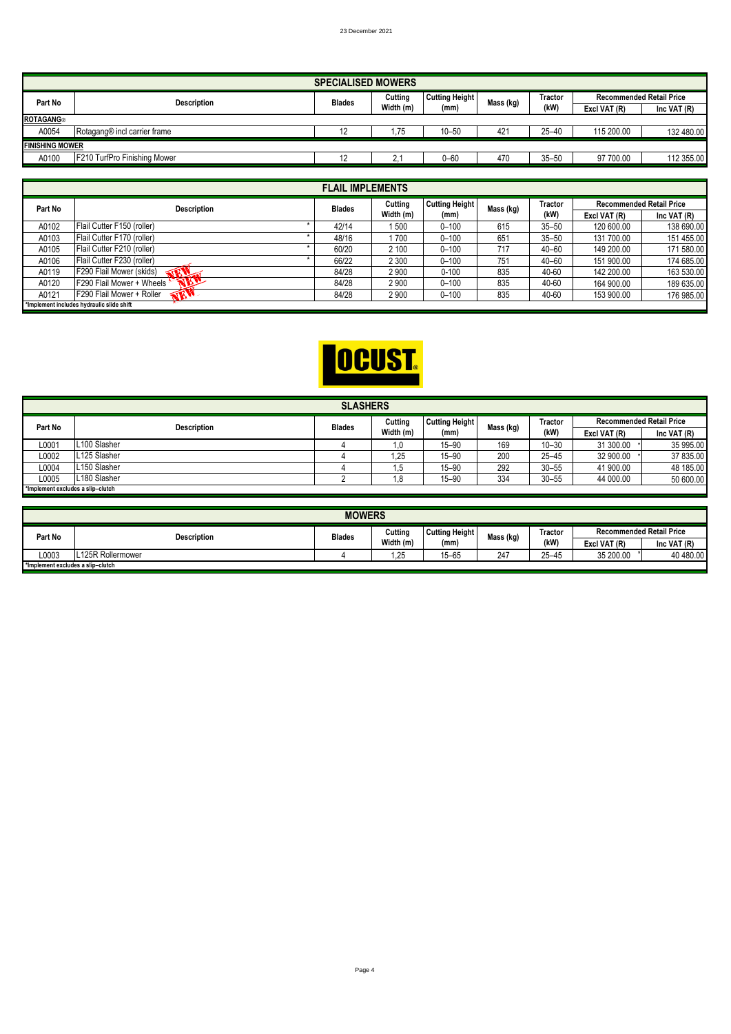23 December 2021

## SPECIALISED MOWERS

| Part No | Description | Blades | Cutting Width (m) | Cutting Height (mm) | Mass (kg) | Tractor (kW) | Recommended Retail Price | |
|---|---|---|---|---|---|---|---|---|
| | | | | | | | Excl VAT (R) | Inc VAT (R) |
| **ROTAGANG®** | | | | | | | | |
| A0054 | Rotagang® incl carrier frame | 12 | 1,75 | 10–50 | 421 | 25–40 | 115 200.00 | 132 480.00 |
| **FINISHING MOWER** | | | | | | | | |
| A0100 | F210 TurfPro Finishing Mower | 12 | 2,1 | 0–60 | 470 | 35–50 | 97 700.00 | 112 355.00 |

## FLAIL IMPLEMENTS

| Part No | Description | Blades | Cutting Width (m) | Cutting Height (mm) | Mass (kg) | Tractor (kW) | Recommended Retail Price | |
|---|---|---|---|---|---|---|---|---|
| | | | | | | | Excl VAT (R) | Inc VAT (R) |
| A0102 | Flail Cutter F150 (roller) * | 42/14 | 1 500 | 0–100 | 615 | 35–50 | 120 600.00 | 138 690.00 |
| A0103 | Flail Cutter F170 (roller) * | 48/16 | 1 700 | 0–100 | 651 | 35–50 | 131 700.00 | 151 455.00 |
| A0105 | Flail Cutter F210 (roller) * | 60/20 | 2 100 | 0–100 | 717 | 40–60 | 149 200.00 | 171 580.00 |
| A0106 | Flail Cutter F230 (roller) * | 66/22 | 2 300 | 0–100 | 751 | 40–60 | 151 900.00 | 174 685.00 |
| A0119 | F290 Flail Mower (skids) NEW | 84/28 | 2 900 | 0-100 | 835 | 40-60 | 142 200.00 | 163 530.00 |
| A0120 | F290 Flail Mower + Wheels NEW | 84/28 | 2 900 | 0–100 | 835 | 40-60 | 164 900.00 | 189 635.00 |
| A0121 | F290 Flail Mower + Roller NEW | 84/28 | 2 900 | 0–100 | 835 | 40-60 | 153 900.00 | 176 985.00 |

*Implement includes hydraulic slide shift

LOCUST®

## SLASHERS

| Part No | Description | Blades | Cutting Width (m) | Cutting Height (mm) | Mass (kg) | Tractor (kW) | Recommended Retail Price | |
|---|---|---|---|---|---|---|---|---|
| | | | | | | | Excl VAT (R) | Inc VAT (R) |
| L0001 | L100 Slasher | 4 | 1,0 | 15–90 | 169 | 10–30 | 31 300.00 * | 35 995.00 |
| L0002 | L125 Slasher | 4 | 1,25 | 15–90 | 200 | 25–45 | 32 900.00 * | 37 835.00 |
| L0004 | L150 Slasher | 4 | 1,5 | 15–90 | 292 | 30–55 | 41 900.00 | 48 185.00 |
| L0005 | L180 Slasher | 2 | 1,8 | 15–90 | 334 | 30–55 | 44 000.00 | 50 600.00 |

*Implement excludes a slip–clutch

## MOWERS

| Part No | Description | Blades | Cutting Width (m) | Cutting Height (mm) | Mass (kg) | Tractor (kW) | Recommended Retail Price | |
|---|---|---|---|---|---|---|---|---|
| | | | | | | | Excl VAT (R) | Inc VAT (R) |
| L0003 | L125R Rollermower | 4 | 1,25 | 15–65 | 247 | 25–45 | 35 200.00 * | 40 480.00 |

*Implement excludes a slip–clutch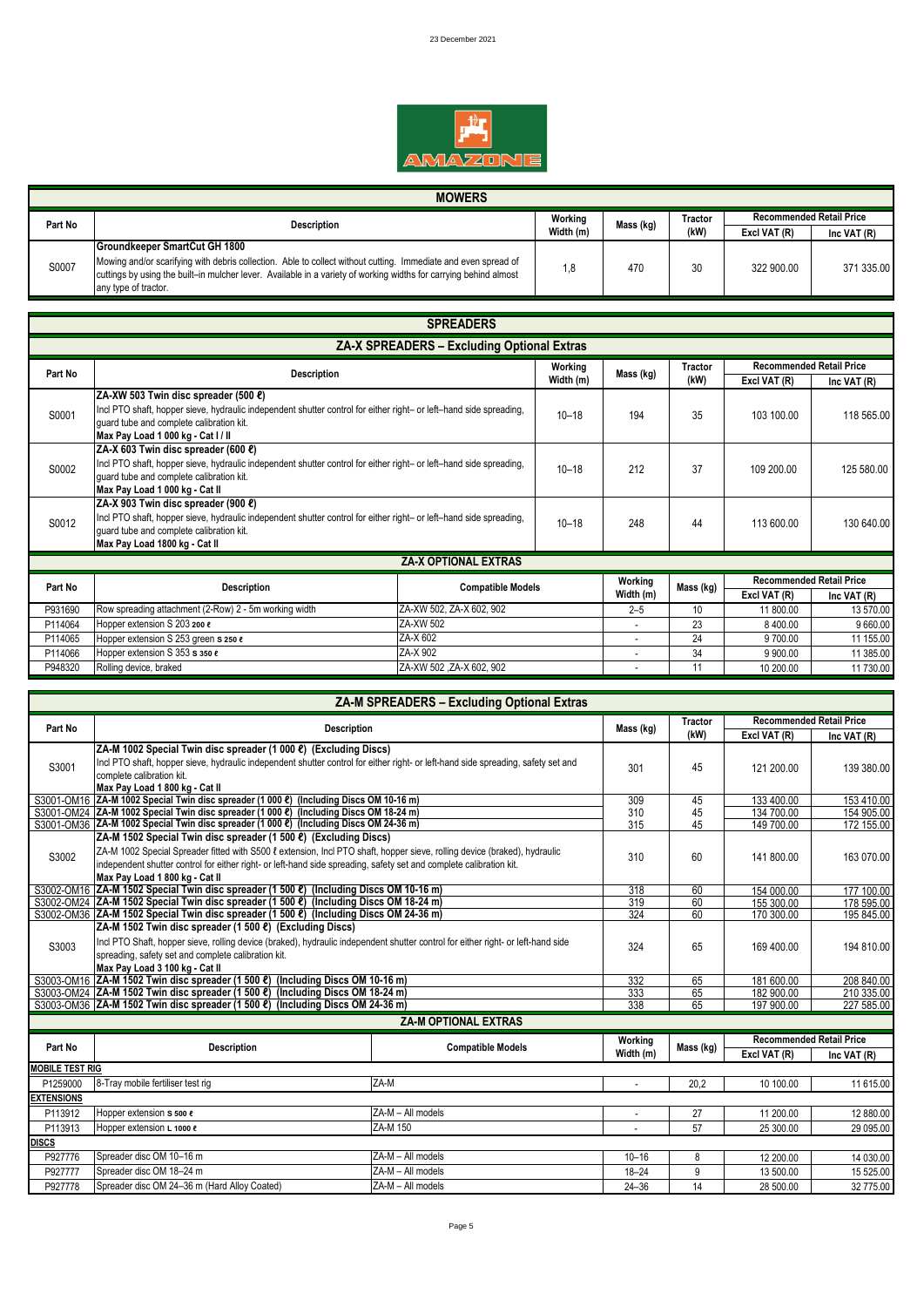23 December 2021

AMAZONE

## MOWERS

| Part No | Description | Working Width (m) | Mass (kg) | Tractor (kW) | Recommended Retail Price | |
|---|---|---|---|---|---|---|
| | | | | | Excl VAT (R) | Inc VAT (R) |
| S0007 | **Groundkeeper SmartCut GH 1800** Mowing and/or scarifying with debris collection. Able to collect without cutting. Immediate and even spread of cuttings by using the built–in mulcher lever. Available in a variety of working widths for carrying behind almost any type of tractor. | 1,8 | 470 | 30 | 322 900.00 | 371 335.00 |

## SPREADERS

### ZA-X SPREADERS – Excluding Optional Extras

| Part No | Description | Working Width (m) | Mass (kg) | Tractor (kW) | Recommended Retail Price | |
|---|---|---|---|---|---|---|
| | | | | | Excl VAT (R) | Inc VAT (R) |
| S0001 | **ZA-XW 503 Twin disc spreader (500 ℓ)** Incl PTO shaft, hopper sieve, hydraulic independent shutter control for either right– or left–hand side spreading, guard tube and complete calibration kit. **Max Pay Load 1 000 kg - Cat I / II** | 10–18 | 194 | 35 | 103 100.00 | 118 565.00 |
| S0002 | **ZA-X 603 Twin disc spreader (600 ℓ)** Incl PTO shaft, hopper sieve, hydraulic independent shutter control for either right– or left–hand side spreading, guard tube and complete calibration kit. **Max Pay Load 1 000 kg - Cat II** | 10–18 | 212 | 37 | 109 200.00 | 125 580.00 |
| S0012 | **ZA-X 903 Twin disc spreader (900 ℓ)** Incl PTO shaft, hopper sieve, hydraulic independent shutter control for either right– or left–hand side spreading, guard tube and complete calibration kit. **Max Pay Load 1800 kg - Cat II** | 10–18 | 248 | 44 | 113 600.00 | 130 640.00 |

### ZA-X OPTIONAL EXTRAS

| Part No | Description | Compatible Models | Working Width (m) | Mass (kg) | Recommended Retail Price | |
|---|---|---|---|---|---|---|
| | | | | | Excl VAT (R) | Inc VAT (R) |
| P931690 | Row spreading attachment (2-Row) 2 - 5m working width | ZA-XW 502, ZA-X 602, 902 | 2–5 | 10 | 11 800.00 | 13 570.00 |
| P114064 | Hopper extension S 203 **200 ℓ** | ZA-XW 502 | - | 23 | 8 400.00 | 9 660.00 |
| P114065 | Hopper extension S 253 green **S 250 ℓ** | ZA-X 602 | - | 24 | 9 700.00 | 11 155.00 |
| P114066 | Hopper extension S 353 **S 350 ℓ** | ZA-X 902 | - | 34 | 9 900.00 | 11 385.00 |
| P948320 | Rolling device, braked | ZA-XW 502 ,ZA-X 602, 902 | - | 11 | 10 200.00 | 11 730.00 |

### ZA-M SPREADERS – Excluding Optional Extras

| Part No | Description | Mass (kg) | Tractor (kW) | Recommended Retail Price | |
|---|---|---|---|---|---|
| | | | | Excl VAT (R) | Inc VAT (R) |
| S3001 | **ZA-M 1002 Special Twin disc spreader (1 000 ℓ) (Excluding Discs)** Incl PTO shaft, hopper sieve, hydraulic independent shutter control for either right- or left-hand side spreading, safety set and complete calibration kit. **Max Pay Load 1 800 kg - Cat II** | 301 | 45 | 121 200.00 | 139 380.00 |
| S3001-OM16 | **ZA-M 1002 Special Twin disc spreader (1 000 ℓ) (Including Discs OM 10-16 m)** | 309 | 45 | 133 400.00 | 153 410.00 |
| S3001-OM24 | **ZA-M 1002 Special Twin disc spreader (1 000 ℓ) (Including Discs OM 18-24 m)** | 310 | 45 | 134 700.00 | 154 905.00 |
| S3001-OM36 | **ZA-M 1002 Special Twin disc spreader (1 000 ℓ) (Including Discs OM 24-36 m)** | 315 | 45 | 149 700.00 | 172 155.00 |
| S3002 | **ZA-M 1502 Special Twin disc spreader (1 500 ℓ) (Excluding Discs)** ZA-M 1002 Special Spreader fitted with S500 ℓ extension, Incl PTO shaft, hopper sieve, rolling device (braked), hydraulic independent shutter control for either right- or left-hand side spreading, safety set and complete calibration kit. **Max Pay Load 1 800 kg - Cat II** | 310 | 60 | 141 800.00 | 163 070.00 |
| S3002-OM16 | **ZA-M 1502 Special Twin disc spreader (1 500 ℓ) (Including Discs OM 10-16 m)** | 318 | 60 | 154 000.00 | 177 100.00 |
| S3002-OM24 | **ZA-M 1502 Special Twin disc spreader (1 500 ℓ) (Including Discs OM 18-24 m)** | 319 | 60 | 155 300.00 | 178 595.00 |
| S3002-OM36 | **ZA-M 1502 Special Twin disc spreader (1 500 ℓ) (Including Discs OM 24-36 m)** | 324 | 60 | 170 300.00 | 195 845.00 |
| S3003 | **ZA-M 1502 Twin disc spreader (1 500 ℓ) (Excluding Discs)** Incl PTO Shaft, hopper sieve, rolling device (braked), hydraulic independent shutter control for either right- or left-hand side spreading, safety set and complete calibration kit. **Max Pay Load 3 100 kg - Cat II** | 324 | 65 | 169 400.00 | 194 810.00 |
| S3003-OM16 | **ZA-M 1502 Twin disc spreader (1 500 ℓ) (Including Discs OM 10-16 m)** | 332 | 65 | 181 600.00 | 208 840.00 |
| S3003-OM24 | **ZA-M 1502 Twin disc spreader (1 500 ℓ) (Including Discs OM 18-24 m)** | 333 | 65 | 182 900.00 | 210 335.00 |
| S3003-OM36 | **ZA-M 1502 Twin disc spreader (1 500 ℓ) (Including Discs OM 24-36 m)** | 338 | 65 | 197 900.00 | 227 585.00 |

### ZA-M OPTIONAL EXTRAS

| Part No | Description | Compatible Models | Working Width (m) | Mass (kg) | Recommended Retail Price | |
|---|---|---|---|---|---|---|
| | | | | | Excl VAT (R) | Inc VAT (R) |
| **MOBILE TEST RIG** | | | | | | |
| P1259000 | 8-Tray mobile fertiliser test rig | ZA-M | - | 20,2 | 10 100.00 | 11 615.00 |
| **EXTENSIONS** | | | | | | |
| P113912 | Hopper extension **S 500 ℓ** | ZA-M – All models | - | 27 | 11 200.00 | 12 880.00 |
| P113913 | Hopper extension **L 1000 ℓ** | ZA-M 150 | - | 57 | 25 300.00 | 29 095.00 |
| **DISCS** | | | | | | |
| P927776 | Spreader disc OM 10–16 m | ZA-M – All models | 10–16 | 8 | 12 200.00 | 14 030.00 |
| P927777 | Spreader disc OM 18–24 m | ZA-M – All models | 18–24 | 9 | 13 500.00 | 15 525.00 |
| P927778 | Spreader disc OM 24–36 m (Hard Alloy Coated) | ZA-M – All models | 24–36 | 14 | 28 500.00 | 32 775.00 |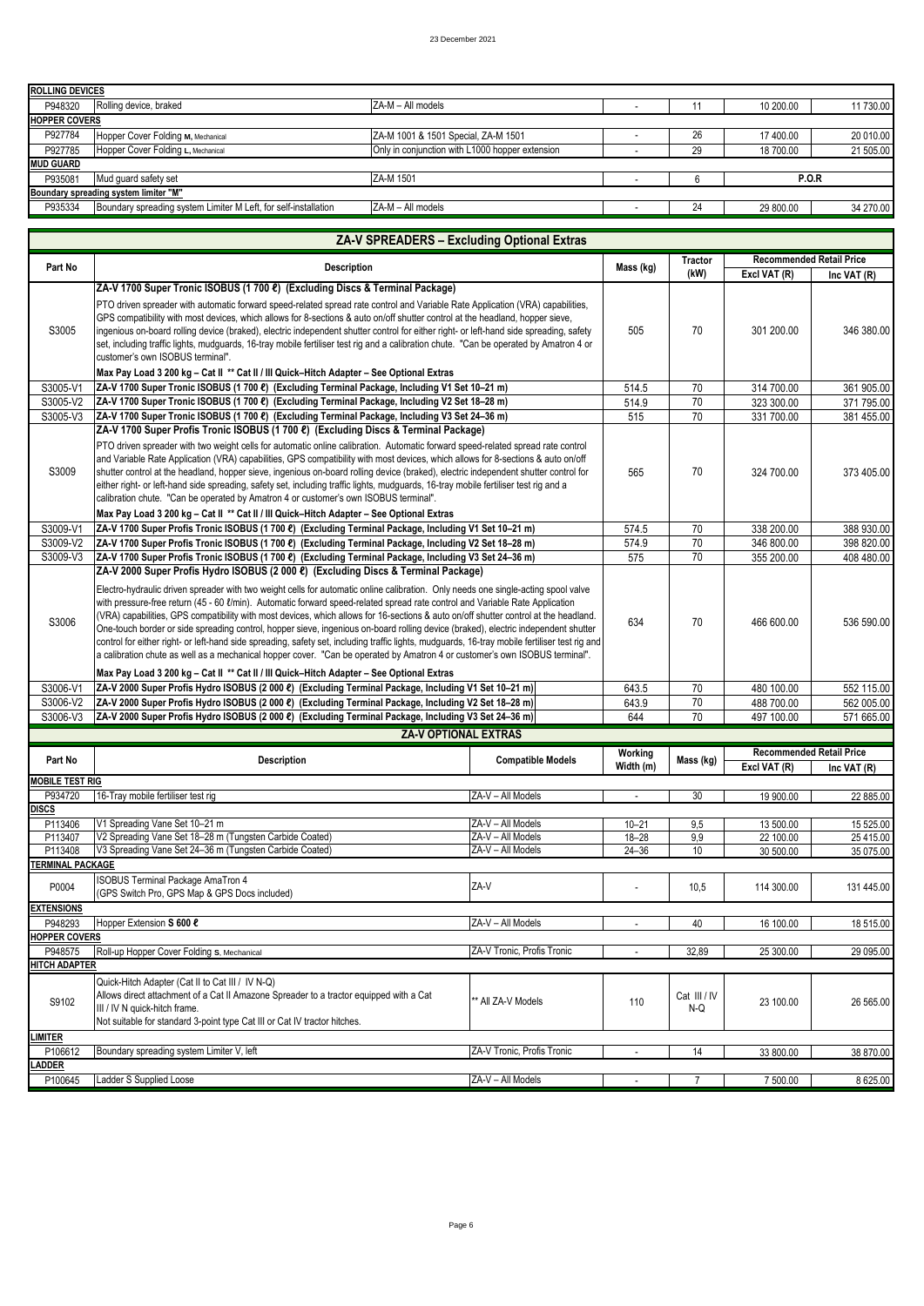23 December 2021

| | | | | | | |
|---|---|---|---|---|---|---|
| **ROLLING DEVICES** | | | | | | |
| P948320 | Rolling device, braked | ZA-M – All models | - | 11 | 10 200.00 | 11 730.00 |
| **HOPPER COVERS** | | | | | | |
| P927784 | Hopper Cover Folding **M**, Mechanical | ZA-M 1001 & 1501 Special, ZA-M 1501 | - | 26 | 17 400.00 | 20 010.00 |
| P927785 | Hopper Cover Folding **L**, Mechanical | Only in conjunction with L1000 hopper extension | - | 29 | 18 700.00 | 21 505.00 |
| **MUD GUARD** | | | | | | |
| P935081 | Mud guard safety set | ZA-M 1501 | - | 6 | P.O.R | |
| **Boundary spreading system limiter "M"** | | | | | | |
| P935334 | Boundary spreading system Limiter M Left, for self-installation | ZA-M – All models | - | 24 | 29 800.00 | 34 270.00 |

## ZA-V SPREADERS – Excluding Optional Extras

| Part No | Description | Mass (kg) | Tractor (kW) | Recommended Retail Price Excl VAT (R) | Inc VAT (R) |
|---|---|---|---|---|---|
| S3005 | **ZA-V 1700 Super Tronic ISOBUS (1 700 ℓ) (Excluding Discs & Terminal Package)**<br>PTO driven spreader with automatic forward speed-related spread rate control and Variable Rate Application (VRA) capabilities, GPS compatibility with most devices, which allows for 8-sections & auto on/off shutter control at the headland, hopper sieve, ingenious on-board rolling device (braked), electric independent shutter control for either right- or left-hand side spreading, safety set, including traffic lights, mudguards, 16-tray mobile fertiliser test rig and a calibration chute. "Can be operated by Amatron 4 or customer's own ISOBUS terminal".<br>**Max Pay Load 3 200 kg – Cat II \*\* Cat II / III Quick–Hitch Adapter – See Optional Extras** | 505 | 70 | 301 200.00 | 346 380.00 |
| S3005-V1 | **ZA-V 1700 Super Tronic ISOBUS (1 700 ℓ) (Excluding Terminal Package, Including V1 Set 10–21 m)** | 514.5 | 70 | 314 700.00 | 361 905.00 |
| S3005-V2 | **ZA-V 1700 Super Tronic ISOBUS (1 700 ℓ) (Excluding Terminal Package, Including V2 Set 18–28 m)** | 514.9 | 70 | 323 300.00 | 371 795.00 |
| S3005-V3 | **ZA-V 1700 Super Tronic ISOBUS (1 700 ℓ) (Excluding Terminal Package, Including V3 Set 24–36 m)** | 515 | 70 | 331 700.00 | 381 455.00 |
| S3009 | **ZA-V 1700 Super Profis Tronic ISOBUS (1 700 ℓ) (Excluding Discs & Terminal Package)**<br>PTO driven spreader with two weight cells for automatic online calibration. Automatic forward speed-related spread rate control and Variable Rate Application (VRA) capabilities, GPS compatibility with most devices, which allows for 8-sections & auto on/off shutter control at the headland, hopper sieve, ingenious on-board rolling device (braked), electric independent shutter control for either right- or left-hand side spreading, safety set, including traffic lights, mudguards, 16-tray mobile fertiliser test rig and a calibration chute. "Can be operated by Amatron 4 or customer's own ISOBUS terminal".<br>**Max Pay Load 3 200 kg – Cat II \*\* Cat II / III Quick–Hitch Adapter – See Optional Extras** | 565 | 70 | 324 700.00 | 373 405.00 |
| S3009-V1 | **ZA-V 1700 Super Profis Tronic ISOBUS (1 700 ℓ) (Excluding Terminal Package, Including V1 Set 10–21 m)** | 574.5 | 70 | 338 200.00 | 388 930.00 |
| S3009-V2 | **ZA-V 1700 Super Profis Tronic ISOBUS (1 700 ℓ) (Excluding Terminal Package, Including V2 Set 18–28 m)** | 574.9 | 70 | 346 800.00 | 398 820.00 |
| S3009-V3 | **ZA-V 1700 Super Profis Tronic ISOBUS (1 700 ℓ) (Excluding Terminal Package, Including V3 Set 24–36 m)** | 575 | 70 | 355 200.00 | 408 480.00 |
| S3006 | **ZA-V 2000 Super Profis Hydro ISOBUS (2 000 ℓ) (Excluding Discs & Terminal Package)**<br>Electro-hydraulic driven spreader with two weight cells for automatic online calibration. Only needs one single-acting spool valve with pressure-free return (45 - 60 ℓ/min). Automatic forward speed-related spread rate control and Variable Rate Application (VRA) capabilities, GPS compatibility with most devices, which allows for 16-sections & auto on/off shutter control at the headland. One-touch border or side spreading control, hopper sieve, ingenious on-board rolling device (braked), electric independent shutter control for either right- or left-hand side spreading, safety set, including traffic lights, mudguards, 16-tray mobile fertiliser test rig and a calibration chute as well as a mechanical hopper cover. "Can be operated by Amatron 4 or customer's own ISOBUS terminal".<br>**Max Pay Load 3 200 kg – Cat II \*\* Cat II / III Quick–Hitch Adapter – See Optional Extras** | 634 | 70 | 466 600.00 | 536 590.00 |
| S3006-V1 | **ZA-V 2000 Super Profis Hydro ISOBUS (2 000 ℓ) (Excluding Terminal Package, Including V1 Set 10–21 m)** | 643.5 | 70 | 480 100.00 | 552 115.00 |
| S3006-V2 | **ZA-V 2000 Super Profis Hydro ISOBUS (2 000 ℓ) (Excluding Terminal Package, Including V2 Set 18–28 m)** | 643.9 | 70 | 488 700.00 | 562 005.00 |
| S3006-V3 | **ZA-V 2000 Super Profis Hydro ISOBUS (2 000 ℓ) (Excluding Terminal Package, Including V3 Set 24–36 m)** | 644 | 70 | 497 100.00 | 571 665.00 |

## ZA-V OPTIONAL EXTRAS

| Part No | Description | Compatible Models | Working Width (m) | Mass (kg) | Recommended Retail Price Excl VAT (R) | Inc VAT (R) |
|---|---|---|---|---|---|---|
| **MOBILE TEST RIG** | | | | | | |
| P934720 | 16-Tray mobile fertiliser test rig | ZA-V – All Models | - | 30 | 19 900.00 | 22 885.00 |
| **DISCS** | | | | | | |
| P113406 | V1 Spreading Vane Set 10–21 m | ZA-V – All Models | 10–21 | 9,5 | 13 500.00 | 15 525.00 |
| P113407 | V2 Spreading Vane Set 18–28 m (Tungsten Carbide Coated) | ZA-V – All Models | 18–28 | 9,9 | 22 100.00 | 25 415.00 |
| P113408 | V3 Spreading Vane Set 24–36 m (Tungsten Carbide Coated) | ZA-V – All Models | 24–36 | 10 | 30 500.00 | 35 075.00 |
| **TERMINAL PACKAGE** | | | | | | |
| P0004 | ISOBUS Terminal Package AmaTron 4 (GPS Switch Pro, GPS Map & GPS Docs included) | ZA-V | - | 10,5 | 114 300.00 | 131 445.00 |
| **EXTENSIONS** | | | | | | |
| P948293 | Hopper Extension **S 600 ℓ** | ZA-V – All Models | - | 40 | 16 100.00 | 18 515.00 |
| **HOPPER COVERS** | | | | | | |
| P948575 | Roll-up Hopper Cover Folding **S**, Mechanical | ZA-V Tronic, Profis Tronic | - | 32,89 | 25 300.00 | 29 095.00 |
| **HITCH ADAPTER** | | | | | | |
| S9102 | Quick-Hitch Adapter (Cat II to Cat III / IV N-Q)<br>Allows direct attachment of a Cat II Amazone Spreader to a tractor equipped with a Cat III / IV N quick-hitch frame.<br>Not suitable for standard 3-point type Cat III or Cat IV tractor hitches. | \*\* All ZA-V Models | 110 | Cat III / IV N-Q | 23 100.00 | 26 565.00 |
| **LIMITER** | | | | | | |
| P106612 | Boundary spreading system Limiter V, left | ZA-V Tronic, Profis Tronic | - | 14 | 33 800.00 | 38 870.00 |
| **LADDER** | | | | | | |
| P100645 | Ladder S Supplied Loose | ZA-V – All Models | - | 7 | 7 500.00 | 8 625.00 |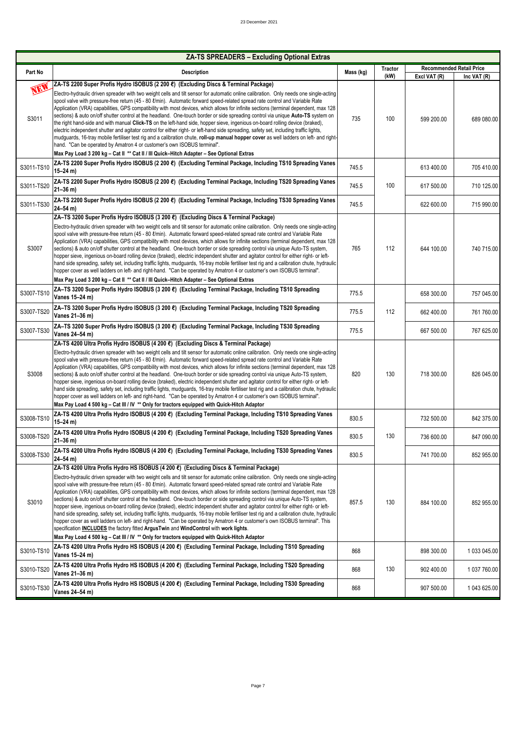23 December 2021

| ZA-TS SPREADERS – Excluding Optional Extras | | | | | |
|---|---|---|---|---|---|
| Part No | Description | Mass (kg) | Tractor (kW) | Recommended Retail Price | |
| | | | | Excl VAT (R) | Inc VAT (R) |
| NEW S3011 | **ZA-TS 2200 Super Profis Hydro ISOBUS (2 200 ℓ) (Excluding Discs & Terminal Package)** Electro-hydraulic driven spreader with two weight cells and tilt sensor for automatic online calibration. Only needs one single-acting spool valve with pressure-free return (45 - 80 ℓ/min). Automatic forward speed-related spread rate control and Variable Rate Application (VRA) capabilities, GPS compatibility with most devices, which allows for infinite sections (terminal dependent, max 128 sections) & auto on/off shutter control at the headland. One-touch border or side spreading control via unique **Auto-TS** system on the right hand-side and with manual **Click-TS** on the left-hand side, hopper sieve, ingenious on-board rolling device (braked), electric independent shutter and agitator control for either right- or left-hand side spreading, safety set, including traffic lights, mudguards, 16-tray mobile fertiliser test rig and a calibration chute, **roll-up manual hopper cover** as well ladders on left- and right-hand. "Can be operated by Amatron 4 or customer's own ISOBUS terminal". **Max Pay Load 3 200 kg – Cat II \*\* Cat II / III Quick–Hitch Adapter – See Optional Extras** | 735 | 100 | 599 200.00 | 689 080.00 |
| S3011-TS10 | **ZA-TS 2200 Super Profis Hydro ISOBUS (2 200 ℓ) (Excluding Terminal Package, Including TS10 Spreading Vanes 15–24 m)** | 745.5 | 100 | 613 400.00 | 705 410.00 |
| S3011-TS20 | **ZA-TS 2200 Super Profis Hydro ISOBUS (2 200 ℓ) (Excluding Terminal Package, Including TS20 Spreading Vanes 21–36 m)** | 745.5 | | 617 500.00 | 710 125.00 |
| S3011-TS30 | **ZA-TS 2200 Super Profis Hydro ISOBUS (2 200 ℓ) (Excluding Terminal Package, Including TS30 Spreading Vanes 24–54 m)** | 745.5 | | 622 600.00 | 715 990.00 |
| S3007 | **ZA–TS 3200 Super Profis Hydro ISOBUS (3 200 ℓ) (Excluding Discs & Terminal Package)** Electro-hydraulic driven spreader with two weight cells and tilt sensor for automatic online calibration. Only needs one single-acting spool valve with pressure-free return (45 - 80 ℓ/min). Automatic forward speed-related spread rate control and Variable Rate Application (VRA) capabilities, GPS compatibility with most devices, which allows for infinite sections (terminal dependent, max 128 sections) & auto on/off shutter control at the headland. One-touch border or side spreading control via unique Auto-TS system, hopper sieve, ingenious on-board rolling device (braked), electric independent shutter and agitator control for either right- or left-hand side spreading, safety set, including traffic lights, mudguards, 16-tray mobile fertiliser test rig and a calibration chute, hydraulic hopper cover as well ladders on left- and right-hand. "Can be operated by Amatron 4 or customer's own ISOBUS terminal". **Max Pay Load 3 200 kg – Cat II \*\* Cat II / III Quick–Hitch Adapter – See Optional Extras** | 765 | 112 | 644 100.00 | 740 715.00 |
| S3007-TS10 | **ZA–TS 3200 Super Profis Hydro ISOBUS (3 200 ℓ) (Excluding Terminal Package, Including TS10 Spreading Vanes 15–24 m)** | 775.5 | 112 | 658 300.00 | 757 045.00 |
| S3007-TS20 | **ZA–TS 3200 Super Profis Hydro ISOBUS (3 200 ℓ) (Excluding Terminal Package, Including TS20 Spreading Vanes 21–36 m)** | 775.5 | | 662 400.00 | 761 760.00 |
| S3007-TS30 | **ZA–TS 3200 Super Profis Hydro ISOBUS (3 200 ℓ) (Excluding Terminal Package, Including TS30 Spreading Vanes 24–54 m)** | 775.5 | | 667 500.00 | 767 625.00 |
| S3008 | **ZA-TS 4200 Ultra Profis Hydro ISOBUS (4 200 ℓ) (Excluding Discs & Terminal Package)** Electro-hydraulic driven spreader with two weight cells and tilt sensor for automatic online calibration. Only needs one single-acting spool valve with pressure-free return (45 - 80 ℓ/min). Automatic forward speed-related spread rate control and Variable Rate Application (VRA) capabilities, GPS compatibility with most devices, which allows for infinite sections (terminal dependent, max 128 sections) & auto on/off shutter control at the headland. One-touch border or side spreading control via unique Auto-TS system, hopper sieve, ingenious on-board rolling device (braked), electric independent shutter and agitator control for either right- or left-hand side spreading, safety set, including traffic lights, mudguards, 16-tray mobile fertiliser test rig and a calibration chute, hydraulic hopper cover as well ladders on left- and right-hand. "Can be operated by Amatron 4 or customer's own ISOBUS terminal". **Max Pay Load 4 500 kg – Cat III / IV \*\* Only for tractors equipped with Quick-Hitch Adaptor** | 820 | 130 | 718 300.00 | 826 045.00 |
| S3008-TS10 | **ZA-TS 4200 Ultra Profis Hydro ISOBUS (4 200 ℓ) (Excluding Terminal Package, Including TS10 Spreading Vanes 15–24 m)** | 830.5 | 130 | 732 500.00 | 842 375.00 |
| S3008-TS20 | **ZA-TS 4200 Ultra Profis Hydro ISOBUS (4 200 ℓ) (Excluding Terminal Package, Including TS20 Spreading Vanes 21–36 m)** | 830.5 | | 736 600.00 | 847 090.00 |
| S3008-TS30 | **ZA-TS 4200 Ultra Profis Hydro ISOBUS (4 200 ℓ) (Excluding Terminal Package, Including TS30 Spreading Vanes 24–54 m)** | 830.5 | | 741 700.00 | 852 955.00 |
| S3010 | **ZA-TS 4200 Ultra Profis Hydro HS ISOBUS (4 200 ℓ) (Excluding Discs & Terminal Package)** Electro-hydraulic driven spreader with two weight cells and tilt sensor for automatic online calibration. Only needs one single-acting spool valve with pressure-free return (45 - 80 ℓ/min). Automatic forward speed-related spread rate control and Variable Rate Application (VRA) capabilities, GPS compatibility with most devices, which allows for infinite sections (terminal dependent, max 128 sections) & auto on/off shutter control at the headland. One-touch border or side spreading control via unique Auto-TS system, hopper sieve, ingenious on-board rolling device (braked), electric independent shutter and agitator control for either right- or left-hand side spreading, safety set, including traffic lights, mudguards, 16-tray mobile fertiliser test rig and a calibration chute, hydraulic hopper cover as well ladders on left- and right-hand. "Can be operated by Amatron 4 or customer's own ISOBUS terminal". This specification **INCLUDES** the factory fitted **ArgusTwin** and **WindControl** with **work lights**. **Max Pay Load 4 500 kg – Cat III / IV \*\* Only for tractors equipped with Quick-Hitch Adaptor** | 857.5 | 130 | 884 100.00 | 852 955.00 |
| S3010-TS10 | **ZA-TS 4200 Ultra Profis Hydro HS ISOBUS (4 200 ℓ) (Excluding Terminal Package, Including TS10 Spreading Vanes 15–24 m)** | 868 | 130 | 898 300.00 | 1 033 045.00 |
| S3010-TS20 | **ZA-TS 4200 Ultra Profis Hydro HS ISOBUS (4 200 ℓ) (Excluding Terminal Package, Including TS20 Spreading Vanes 21–36 m)** | 868 | | 902 400.00 | 1 037 760.00 |
| S3010-TS30 | **ZA-TS 4200 Ultra Profis Hydro HS ISOBUS (4 200 ℓ) (Excluding Terminal Package, Including TS30 Spreading Vanes 24–54 m)** | 868 | | 907 500.00 | 1 043 625.00 |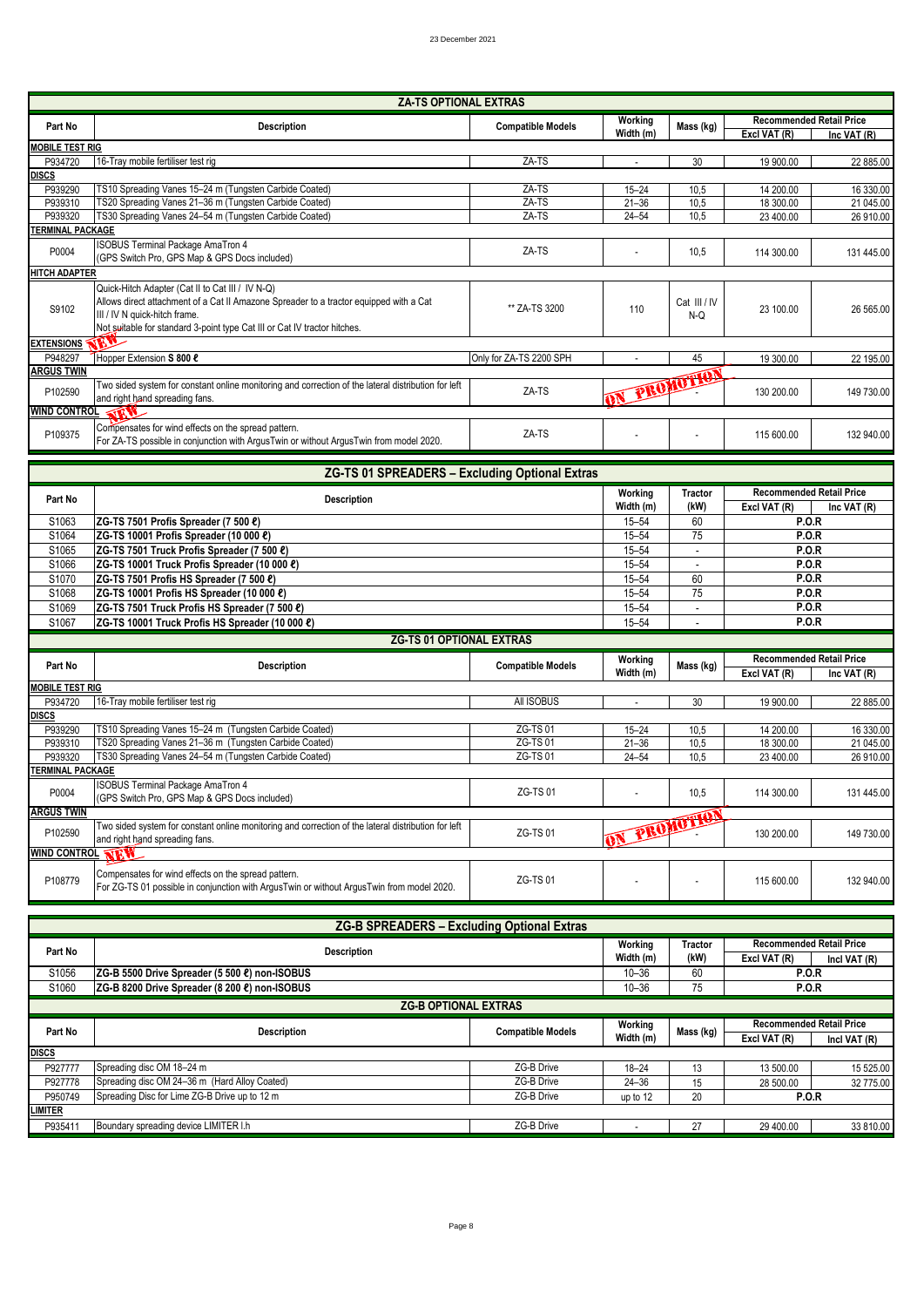## ZA-TS OPTIONAL EXTRAS

| Part No | Description | Compatible Models | Working Width (m) | Mass (kg) | Recommended Retail Price Excl VAT (R) | Recommended Retail Price Inc VAT (R) |
|---|---|---|---|---|---|---|
| **MOBILE TEST RIG** | | | | | | |
| P934720 | 16-Tray mobile fertiliser test rig | ZA-TS | - | 30 | 19 900.00 | 22 885.00 |
| **DISCS** | | | | | | |
| P939290 | TS10 Spreading Vanes 15–24 m (Tungsten Carbide Coated) | ZA-TS | 15–24 | 10,5 | 14 200.00 | 16 330.00 |
| P939310 | TS20 Spreading Vanes 21–36 m (Tungsten Carbide Coated) | ZA-TS | 21–36 | 10,5 | 18 300.00 | 21 045.00 |
| P939320 | TS30 Spreading Vanes 24–54 m (Tungsten Carbide Coated) | ZA-TS | 24–54 | 10,5 | 23 400.00 | 26 910.00 |
| **TERMINAL PACKAGE** | | | | | | |
| P0004 | ISOBUS Terminal Package AmaTron 4 (GPS Switch Pro, GPS Map & GPS Docs included) | ZA-TS | - | 10,5 | 114 300.00 | 131 445.00 |
| **HITCH ADAPTER** | | | | | | |
| S9102 | Quick-Hitch Adapter (Cat II to Cat III / IV N-Q) Allows direct attachment of a Cat II Amazone Spreader to a tractor equipped with a Cat III / IV N quick-hitch frame. Not suitable for standard 3-point type Cat III or Cat IV tractor hitches. | ** ZA-TS 3200 | 110 | Cat III / IV N-Q | 23 100.00 | 26 565.00 |
| **EXTENSIONS** NEW | | | | | | |
| P948297 | Hopper Extension **S 800 ℓ** | Only for ZA-TS 2200 SPH | - | 45 | 19 300.00 | 22 195.00 |
| **ARGUS TWIN** | | | | | | |
| P102590 | Two sided system for constant online monitoring and correction of the lateral distribution for left and right hand spreading fans. | ZA-TS | ON PROMOTION | - | 130 200.00 | 149 730.00 |
| **WIND CONTROL** NEW | | | | | | |
| P109375 | Compensates for wind effects on the spread pattern. For ZA-TS possible in conjunction with ArgusTwin or without ArgusTwin from model 2020. | ZA-TS | - | - | 115 600.00 | 132 940.00 |

## ZG-TS 01 SPREADERS – Excluding Optional Extras

| Part No | Description | Working Width (m) | Tractor (kW) | Recommended Retail Price Excl VAT (R) | Recommended Retail Price Inc VAT (R) |
|---|---|---|---|---|---|
| S1063 | **ZG-TS 7501 Profis Spreader (7 500 ℓ)** | 15–54 | 60 | P.O.R | |
| S1064 | **ZG-TS 10001 Profis Spreader (10 000 ℓ)** | 15–54 | 75 | P.O.R | |
| S1065 | **ZG-TS 7501 Truck Profis Spreader (7 500 ℓ)** | 15–54 | - | P.O.R | |
| S1066 | **ZG-TS 10001 Truck Profis Spreader (10 000 ℓ)** | 15–54 | - | P.O.R | |
| S1070 | **ZG-TS 7501 Profis HS Spreader (7 500 ℓ)** | 15–54 | 60 | P.O.R | |
| S1068 | **ZG-TS 10001 Profis HS Spreader (10 000 ℓ)** | 15–54 | 75 | P.O.R | |
| S1069 | **ZG-TS 7501 Truck Profis HS Spreader (7 500 ℓ)** | 15–54 | - | P.O.R | |
| S1067 | **ZG-TS 10001 Truck Profis HS Spreader (10 000 ℓ)** | 15–54 | - | P.O.R | |

## ZG-TS 01 OPTIONAL EXTRAS

| Part No | Description | Compatible Models | Working Width (m) | Mass (kg) | Recommended Retail Price Excl VAT (R) | Recommended Retail Price Inc VAT (R) |
|---|---|---|---|---|---|---|
| **MOBILE TEST RIG** | | | | | | |
| P934720 | 16-Tray mobile fertiliser test rig | All ISOBUS | - | 30 | 19 900.00 | 22 885.00 |
| **DISCS** | | | | | | |
| P939290 | TS10 Spreading Vanes 15–24 m (Tungsten Carbide Coated) | ZG-TS 01 | 15–24 | 10,5 | 14 200.00 | 16 330.00 |
| P939310 | TS20 Spreading Vanes 21–36 m (Tungsten Carbide Coated) | ZG-TS 01 | 21–36 | 10,5 | 18 300.00 | 21 045.00 |
| P939320 | TS30 Spreading Vanes 24–54 m (Tungsten Carbide Coated) | ZG-TS 01 | 24–54 | 10,5 | 23 400.00 | 26 910.00 |
| **TERMINAL PACKAGE** | | | | | | |
| P0004 | ISOBUS Terminal Package AmaTron 4 (GPS Switch Pro, GPS Map & GPS Docs included) | ZG-TS 01 | - | 10,5 | 114 300.00 | 131 445.00 |
| **ARGUS TWIN** | | | | | | |
| P102590 | Two sided system for constant online monitoring and correction of the lateral distribution for left and right hand spreading fans. | ZG-TS 01 | ON PROMOTION | - | 130 200.00 | 149 730.00 |
| **WIND CONTROL** NEW | | | | | | |
| P108779 | Compensates for wind effects on the spread pattern. For ZG-TS 01 possible in conjunction with ArgusTwin or without ArgusTwin from model 2020. | ZG-TS 01 | - | - | 115 600.00 | 132 940.00 |

## ZG-B SPREADERS – Excluding Optional Extras

| Part No | Description | Working Width (m) | Tractor (kW) | Recommended Retail Price Excl VAT (R) | Recommended Retail Price Incl VAT (R) |
|---|---|---|---|---|---|
| S1056 | **ZG-B 5500 Drive Spreader (5 500 ℓ) non-ISOBUS** | 10–36 | 60 | P.O.R | |
| S1060 | **ZG-B 8200 Drive Spreader (8 200 ℓ) non-ISOBUS** | 10–36 | 75 | P.O.R | |

## ZG-B OPTIONAL EXTRAS

| Part No | Description | Compatible Models | Working Width (m) | Mass (kg) | Recommended Retail Price Excl VAT (R) | Recommended Retail Price Incl VAT (R) |
|---|---|---|---|---|---|---|
| **DISCS** | | | | | | |
| P927777 | Spreading disc OM 18–24 m | ZG-B Drive | 18–24 | 13 | 13 500.00 | 15 525.00 |
| P927778 | Spreading disc OM 24–36 m (Hard Alloy Coated) | ZG-B Drive | 24–36 | 15 | 28 500.00 | 32 775.00 |
| P950749 | Spreading Disc for Lime ZG-B Drive up to 12 m | ZG-B Drive | up to 12 | 20 | P.O.R | |
| **LIMITER** | | | | | | |
| P935411 | Boundary spreading device LIMITER I.h | ZG-B Drive | - | 27 | 29 400.00 | 33 810.00 |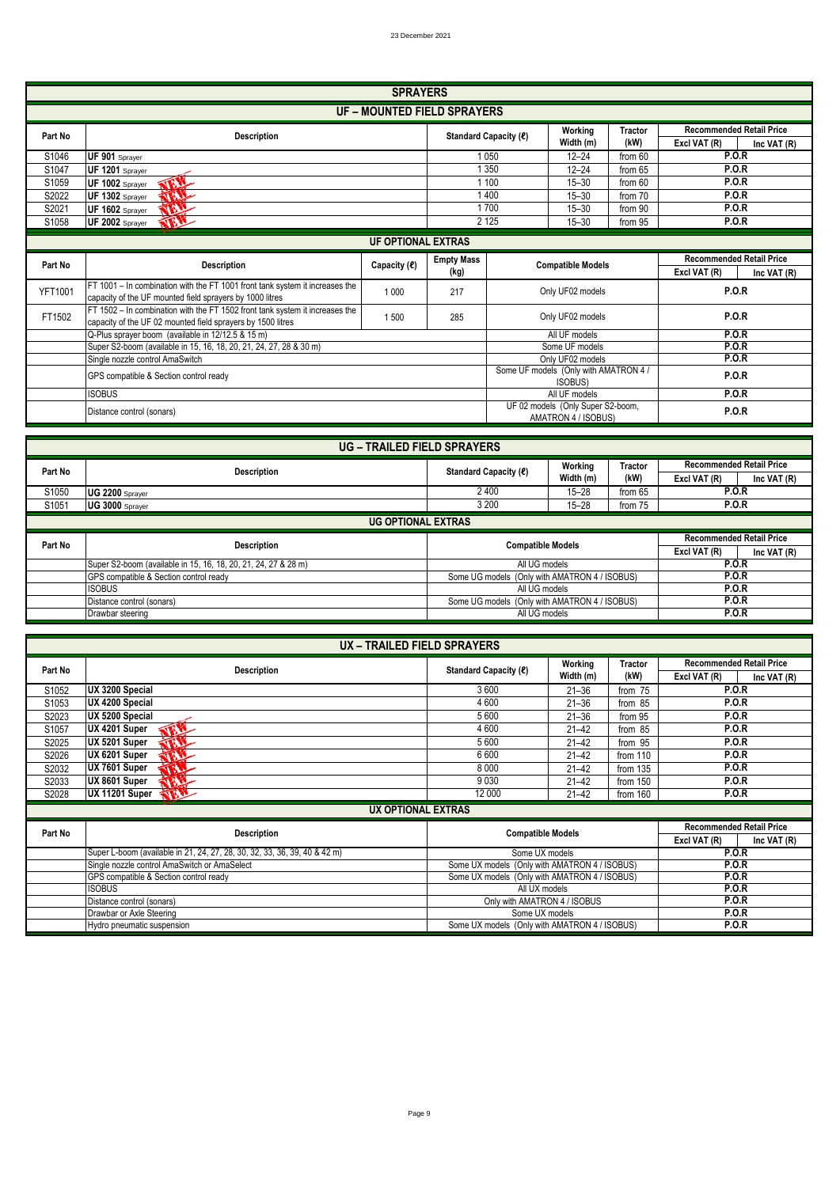23 December 2021

# SPRAYERS

## UF – MOUNTED FIELD SPRAYERS

| Part No | Description | Standard Capacity (ℓ) | Working Width (m) | Tractor (kW) | Recommended Retail Price Excl VAT (R) | Recommended Retail Price Inc VAT (R) |
|---|---|---|---|---|---|---|
| S1046 | **UF 901** Sprayer | 1 050 | 12–24 | from 60 | P.O.R | |
| S1047 | **UF 1201** Sprayer | 1 350 | 12–24 | from 65 | P.O.R | |
| S1059 | **UF 1002** Sprayer NEW | 1 100 | 15–30 | from 60 | P.O.R | |
| S2022 | **UF 1302** Sprayer NEW | 1 400 | 15–30 | from 70 | P.O.R | |
| S2021 | **UF 1602** Sprayer NEW | 1 700 | 15–30 | from 90 | P.O.R | |
| S1058 | **UF 2002** Sprayer NEW | 2 125 | 15–30 | from 95 | P.O.R | |

### UF OPTIONAL EXTRAS

| Part No | Description | Capacity (ℓ) | Empty Mass (kg) | Compatible Models | Recommended Retail Price Excl VAT (R) | Recommended Retail Price Inc VAT (R) |
|---|---|---|---|---|---|---|
| YFT1001 | FT 1001 – In combination with the FT 1001 front tank system it increases the capacity of the UF mounted field sprayers by 1000 litres | 1 000 | 217 | Only UF02 models | P.O.R | |
| FT1502 | FT 1502 – In combination with the FT 1502 front tank system it increases the capacity of the UF 02 mounted field sprayers by 1500 litres | 1 500 | 285 | Only UF02 models | P.O.R | |
| | Q-Plus sprayer boom (available in 12/12.5 & 15 m) | | | All UF models | P.O.R | |
| | Super S2-boom (available in 15, 16, 18, 20, 21, 24, 27, 28 & 30 m) | | | Some UF models | P.O.R | |
| | Single nozzle control AmaSwitch | | | Only UF02 models | P.O.R | |
| | GPS compatible & Section control ready | | | Some UF models (Only with AMATRON 4 / ISOBUS) | P.O.R | |
| | ISOBUS | | | All UF models | P.O.R | |
| | Distance control (sonars) | | | UF 02 models (Only Super S2-boom, AMATRON 4 / ISOBUS) | P.O.R | |

## UG – TRAILED FIELD SPRAYERS

| Part No | Description | Standard Capacity (ℓ) | Working Width (m) | Tractor (kW) | Recommended Retail Price Excl VAT (R) | Recommended Retail Price Inc VAT (R) |
|---|---|---|---|---|---|---|
| S1050 | **UG 2200** Sprayer | 2 400 | 15–28 | from 65 | P.O.R | |
| S1051 | **UG 3000** Sprayer | 3 200 | 15–28 | from 75 | P.O.R | |

### UG OPTIONAL EXTRAS

| Part No | Description | Compatible Models | Recommended Retail Price Excl VAT (R) | Recommended Retail Price Inc VAT (R) |
|---|---|---|---|---|
| | Super S2-boom (available in 15, 16, 18, 20, 21, 24, 27 & 28 m) | All UG models | P.O.R | |
| | GPS compatible & Section control ready | Some UG models (Only with AMATRON 4 / ISOBUS) | P.O.R | |
| | ISOBUS | All UG models | P.O.R | |
| | Distance control (sonars) | Some UG models (Only with AMATRON 4 / ISOBUS) | P.O.R | |
| | Drawbar steering | All UG models | P.O.R | |

## UX – TRAILED FIELD SPRAYERS

| Part No | Description | Standard Capacity (ℓ) | Working Width (m) | Tractor (kW) | Recommended Retail Price Excl VAT (R) | Recommended Retail Price Inc VAT (R) |
|---|---|---|---|---|---|---|
| S1052 | **UX 3200 Special** | 3 600 | 21–36 | from 75 | P.O.R | |
| S1053 | **UX 4200 Special** | 4 600 | 21–36 | from 85 | P.O.R | |
| S2023 | **UX 5200 Special** | 5 600 | 21–36 | from 95 | P.O.R | |
| S1057 | **UX 4201 Super** NEW | 4 600 | 21–42 | from 85 | P.O.R | |
| S2025 | **UX 5201 Super** NEW | 5 600 | 21–42 | from 95 | P.O.R | |
| S2026 | **UX 6201 Super** NEW | 6 600 | 21–42 | from 110 | P.O.R | |
| S2032 | **UX 7601 Super** NEW | 8 000 | 21–42 | from 135 | P.O.R | |
| S2033 | **UX 8601 Super** NEW | 9 030 | 21–42 | from 150 | P.O.R | |
| S2028 | **UX 11201 Super** NEW | 12 000 | 21–42 | from 160 | P.O.R | |

### UX OPTIONAL EXTRAS

| Part No | Description | Compatible Models | Recommended Retail Price Excl VAT (R) | Recommended Retail Price Inc VAT (R) |
|---|---|---|---|---|
| | Super L-boom (available in 21, 24, 27, 28, 30, 32, 33, 36, 39, 40 & 42 m) | Some UX models | P.O.R | |
| | Single nozzle control AmaSwitch or AmaSelect | Some UX models (Only with AMATRON 4 / ISOBUS) | P.O.R | |
| | GPS compatible & Section control ready | Some UX models (Only with AMATRON 4 / ISOBUS) | P.O.R | |
| | ISOBUS | All UX models | P.O.R | |
| | Distance control (sonars) | Only with AMATRON 4 / ISOBUS | P.O.R | |
| | Drawbar or Axle Steering | Some UX models | P.O.R | |
| | Hydro pneumatic suspension | Some UX models (Only with AMATRON 4 / ISOBUS) | P.O.R | |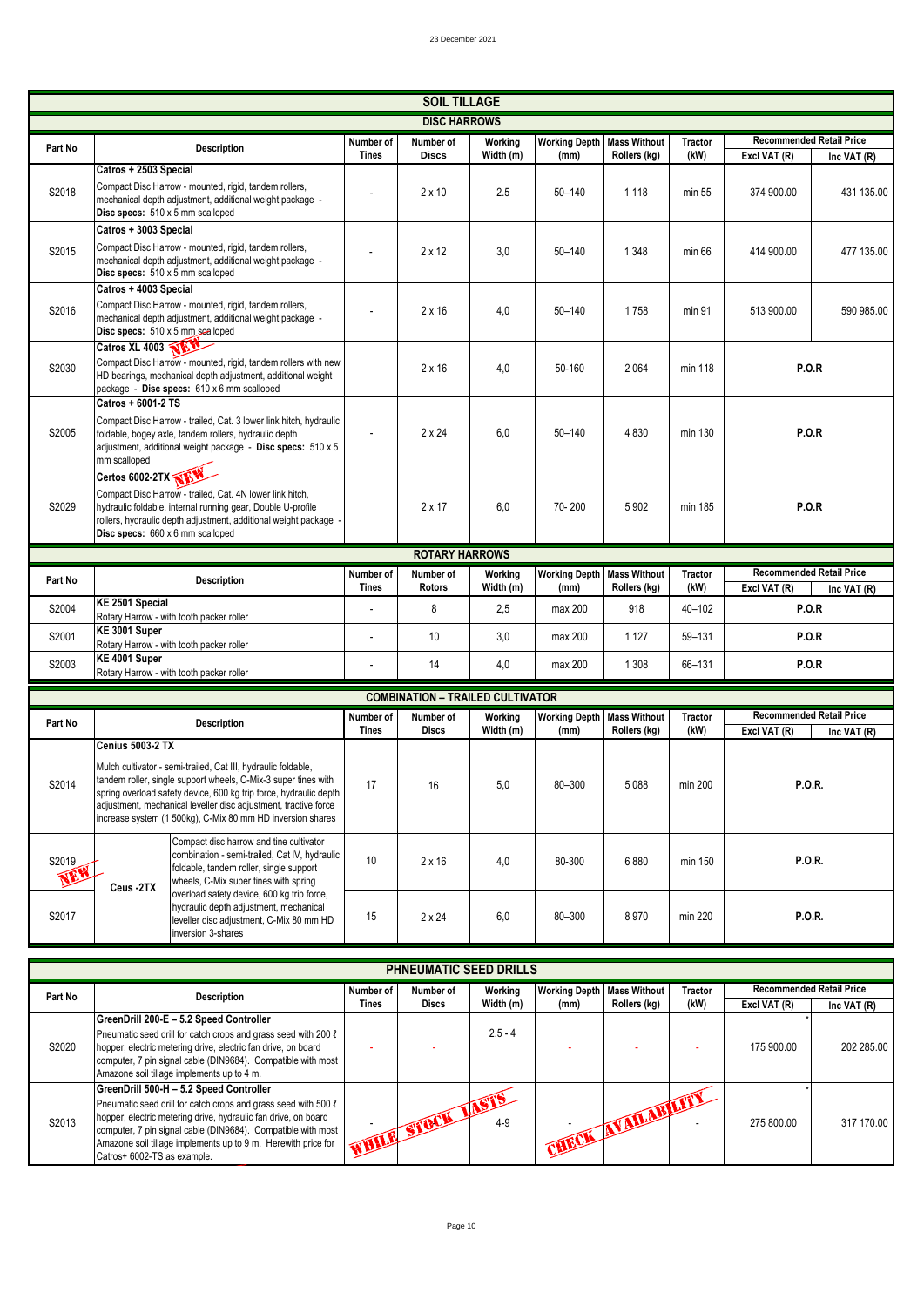23 December 2021

# SOIL TILLAGE

## DISC HARROWS

| Part No | Description | Number of Tines | Number of Discs | Working Width (m) | Working Depth (mm) | Mass Without Rollers (kg) | Tractor (kW) | Recommended Retail Price | |
|---|---|---|---|---|---|---|---|---|---|
| | | | | | | | | Excl VAT (R) | Inc VAT (R) |
| S2018 | **Catros + 2503 Special** Compact Disc Harrow - mounted, rigid, tandem rollers, mechanical depth adjustment, additional weight package - **Disc specs:** 510 x 5 mm scalloped | - | 2 x 10 | 2.5 | 50–140 | 1 118 | min 55 | 374 900.00 | 431 135.00 |
| S2015 | **Catros + 3003 Special** Compact Disc Harrow - mounted, rigid, tandem rollers, mechanical depth adjustment, additional weight package - **Disc specs:** 510 x 5 mm scalloped | - | 2 x 12 | 3,0 | 50–140 | 1 348 | min 66 | 414 900.00 | 477 135.00 |
| S2016 | **Catros + 4003 Special** Compact Disc Harrow - mounted, rigid, tandem rollers, mechanical depth adjustment, additional weight package - **Disc specs:** 510 x 5 mm scalloped | - | 2 x 16 | 4,0 | 50–140 | 1 758 | min 91 | 513 900.00 | 590 985.00 |
| S2030 | **Catros XL 4003** NEW Compact Disc Harrow - mounted, rigid, tandem rollers with new HD bearings, mechanical depth adjustment, additional weight package - **Disc specs:** 610 x 6 mm scalloped | | 2 x 16 | 4,0 | 50-160 | 2 064 | min 118 | **P.O.R** | |
| S2005 | **Catros + 6001-2 TS** Compact Disc Harrow - trailed, Cat. 3 lower link hitch, hydraulic foldable, bogey axle, tandem rollers, hydraulic depth adjustment, additional weight package - **Disc specs:** 510 x 5 mm scalloped | - | 2 x 24 | 6,0 | 50–140 | 4 830 | min 130 | **P.O.R** | |
| S2029 | **Certos 6002-2TX** NEW Compact Disc Harrow - trailed, Cat. 4N lower link hitch, hydraulic foldable, internal running gear, Double U-profile rollers, hydraulic depth adjustment, additional weight package - **Disc specs:** 660 x 6 mm scalloped | | 2 x 17 | 6,0 | 70- 200 | 5 902 | min 185 | **P.O.R** | |

## ROTARY HARROWS

| Part No | Description | Number of Tines | Number of Rotors | Working Width (m) | Working Depth (mm) | Mass Without Rollers (kg) | Tractor (kW) | Recommended Retail Price | |
|---|---|---|---|---|---|---|---|---|---|
| | | | | | | | | Excl VAT (R) | Inc VAT (R) |
| S2004 | **KE 2501 Special** Rotary Harrow - with tooth packer roller | - | 8 | 2,5 | max 200 | 918 | 40–102 | **P.O.R** | |
| S2001 | **KE 3001 Super** Rotary Harrow - with tooth packer roller | - | 10 | 3,0 | max 200 | 1 127 | 59–131 | **P.O.R** | |
| S2003 | **KE 4001 Super** Rotary Harrow - with tooth packer roller | - | 14 | 4,0 | max 200 | 1 308 | 66–131 | **P.O.R** | |

## COMBINATION – TRAILED CULTIVATOR

| Part No | Description | Number of Tines | Number of Discs | Working Width (m) | Working Depth (mm) | Mass Without Rollers (kg) | Tractor (kW) | Recommended Retail Price | |
|---|---|---|---|---|---|---|---|---|---|
| | | | | | | | | Excl VAT (R) | Inc VAT (R) |
| S2014 | **Cenius 5003-2 TX** Mulch cultivator - semi-trailed, Cat III, hydraulic foldable, tandem roller, single support wheels, C-Mix-3 super tines with spring overload safety device, 600 kg trip force, hydraulic depth adjustment, mechanical leveller disc adjustment, tractive force increase system (1 500kg), C-Mix 80 mm HD inversion shares | 17 | 16 | 5,0 | 80–300 | 5 088 | min 200 | **P.O.R.** | |
| S2019 NEW | **Ceus -2TX** Compact disc harrow and tine cultivator combination - semi-trailed, Cat IV, hydraulic foldable, tandem roller, single support wheels, C-Mix super tines with spring overload safety device, 600 kg trip force, hydraulic depth adjustment, mechanical leveller disc adjustment, C-Mix 80 mm HD inversion 3-shares | 10 | 2 x 16 | 4,0 | 80-300 | 6 880 | min 150 | **P.O.R.** | |
| S2017 | **Ceus -2TX** | 15 | 2 x 24 | 6,0 | 80–300 | 8 970 | min 220 | **P.O.R.** | |

## PHNEUMATIC SEED DRILLS

| Part No | Description | Number of Tines | Number of Discs | Working Width (m) | Working Depth (mm) | Mass Without Rollers (kg) | Tractor (kW) | Recommended Retail Price | |
|---|---|---|---|---|---|---|---|---|---|
| | | | | | | | | Excl VAT (R) | Inc VAT (R) |
| S2020 | **GreenDrill 200-E – 5.2 Speed Controller** Pneumatic seed drill for catch crops and grass seed with 200 ℓ hopper, electric metering drive, electric fan drive, on board computer, 7 pin signal cable (DIN9684). Compatible with most Amazone soil tillage implements up to 4 m. | - | - | 2.5 - 4 | - | - | - | 175 900.00 | 202 285.00 |
| S2013 | **GreenDrill 500-H – 5.2 Speed Controller** Pneumatic seed drill for catch crops and grass seed with 500 ℓ hopper, electric metering drive, hydraulic fan drive, on board computer, 7 pin signal cable (DIN9684). Compatible with most Amazone soil tillage implements up to 9 m. Herewith price for Catros+ 6002-TS as example. | - | WHILE STOCK LASTS | 4-9 | - | CHECK AVAILABILITY | - | 275 800.00 | 317 170.00 |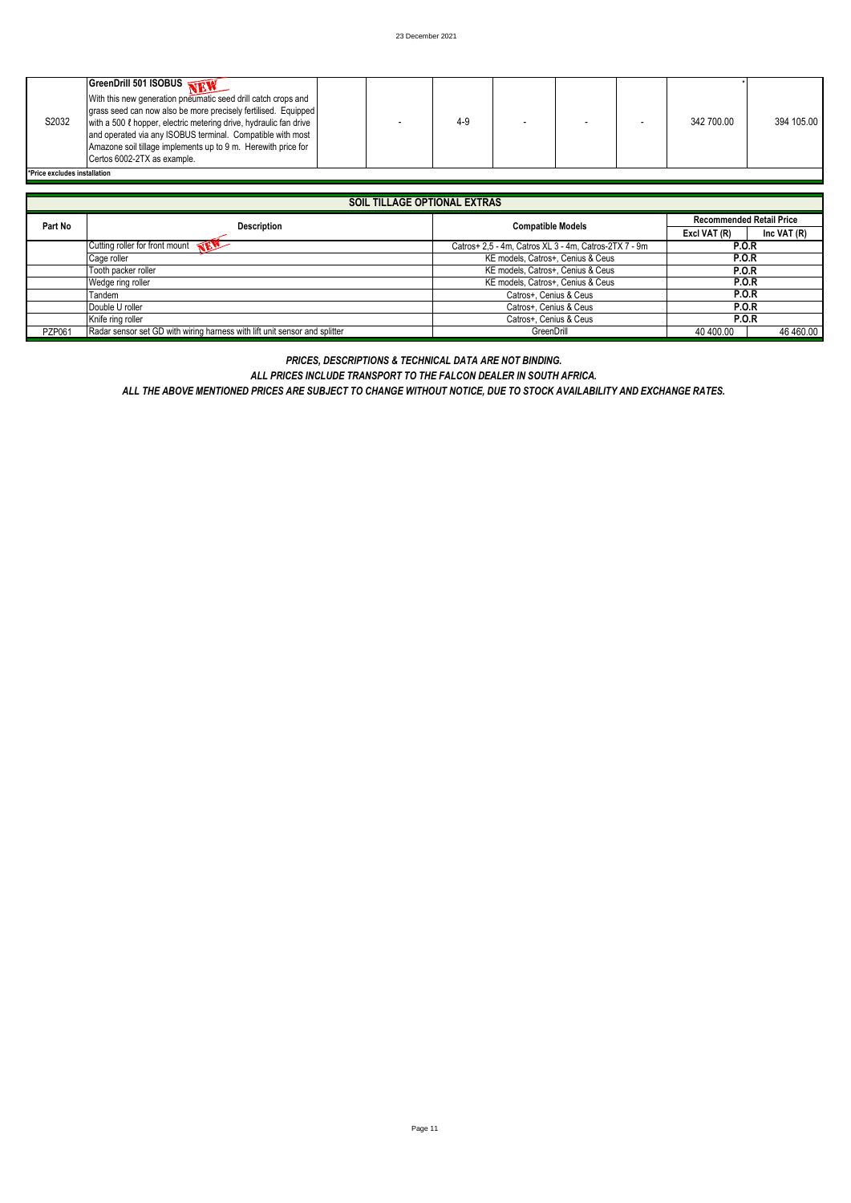| | | | | | | | | | |
|---|---|---|---|---|---|---|---|---|---|
| S2032 | **GreenDrill 501 ISOBUS** NEW<br>With this new generation pneumatic seed drill catch crops and grass seed can now also be more precisely fertilised. Equipped with a 500 ℓ hopper, electric metering drive, hydraulic fan drive and operated via any ISOBUS terminal. Compatible with most Amazone soil tillage implements up to 9 m. Herewith price for Certos 6002-2TX as example. | | - | 4-9 | - | - | - | 342 700.00 | 394 105.00 |

*Price excludes installation

## SOIL TILLAGE OPTIONAL EXTRAS

| Part No | Description | Compatible Models | Recommended Retail Price | |
|---|---|---|---|---|
| | | | Excl VAT (R) | Inc VAT (R) |
| | Cutting roller for front mount NEW | Catros+ 2,5 - 4m, Catros XL 3 - 4m, Catros-2TX 7 - 9m | P.O.R | |
| | Cage roller | KE models, Catros+, Cenius & Ceus | P.O.R | |
| | Tooth packer roller | KE models, Catros+, Cenius & Ceus | P.O.R | |
| | Wedge ring roller | KE models, Catros+, Cenius & Ceus | P.O.R | |
| | Tandem | Catros+, Cenius & Ceus | P.O.R | |
| | Double U roller | Catros+, Cenius & Ceus | P.O.R | |
| | Knife ring roller | Catros+, Cenius & Ceus | P.O.R | |
| PZP061 | Radar sensor set GD with wiring harness with lift unit sensor and splitter | GreenDrill | 40 400.00 | 46 460.00 |

***PRICES, DESCRIPTIONS & TECHNICAL DATA ARE NOT BINDING.***

***ALL PRICES INCLUDE TRANSPORT TO THE FALCON DEALER IN SOUTH AFRICA.***

***ALL THE ABOVE MENTIONED PRICES ARE SUBJECT TO CHANGE WITHOUT NOTICE, DUE TO STOCK AVAILABILITY AND EXCHANGE RATES.***